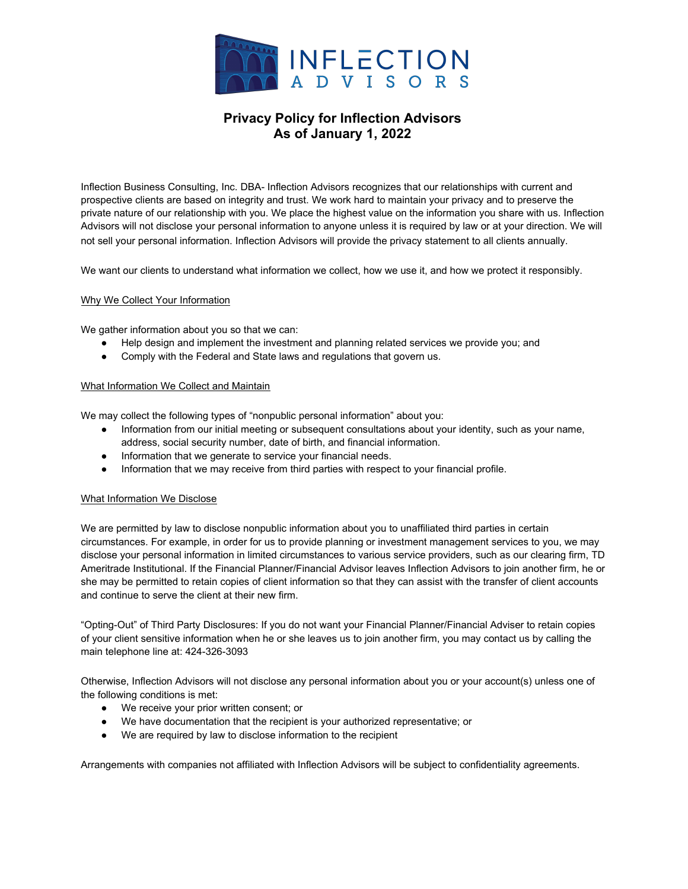INFLECTION ADVISORS

# Privacy Policy for Inflection Advisors
## As of January 1, 2022

Inflection Business Consulting, Inc. DBA- Inflection Advisors recognizes that our relationships with current and prospective clients are based on integrity and trust. We work hard to maintain your privacy and to preserve the private nature of our relationship with you. We place the highest value on the information you share with us. Inflection Advisors will not disclose your personal information to anyone unless it is required by law or at your direction. We will not sell your personal information. Inflection Advisors will provide the privacy statement to all clients annually.

We want our clients to understand what information we collect, how we use it, and how we protect it responsibly.

<u>Why We Collect Your Information</u>

We gather information about you so that we can:

- Help design and implement the investment and planning related services we provide you; and
- Comply with the Federal and State laws and regulations that govern us.

<u>What Information We Collect and Maintain</u>

We may collect the following types of "nonpublic personal information" about you:

- Information from our initial meeting or subsequent consultations about your identity, such as your name, address, social security number, date of birth, and financial information.
- Information that we generate to service your financial needs.
- Information that we may receive from third parties with respect to your financial profile.

<u>What Information We Disclose</u>

We are permitted by law to disclose nonpublic information about you to unaffiliated third parties in certain circumstances. For example, in order for us to provide planning or investment management services to you, we may disclose your personal information in limited circumstances to various service providers, such as our clearing firm, TD Ameritrade Institutional. If the Financial Planner/Financial Advisor leaves Inflection Advisors to join another firm, he or she may be permitted to retain copies of client information so that they can assist with the transfer of client accounts and continue to serve the client at their new firm.

"Opting-Out" of Third Party Disclosures: If you do not want your Financial Planner/Financial Adviser to retain copies of your client sensitive information when he or she leaves us to join another firm, you may contact us by calling the main telephone line at: 424-326-3093

Otherwise, Inflection Advisors will not disclose any personal information about you or your account(s) unless one of the following conditions is met:

- We receive your prior written consent; or
- We have documentation that the recipient is your authorized representative; or
- We are required by law to disclose information to the recipient

Arrangements with companies not affiliated with Inflection Advisors will be subject to confidentiality agreements.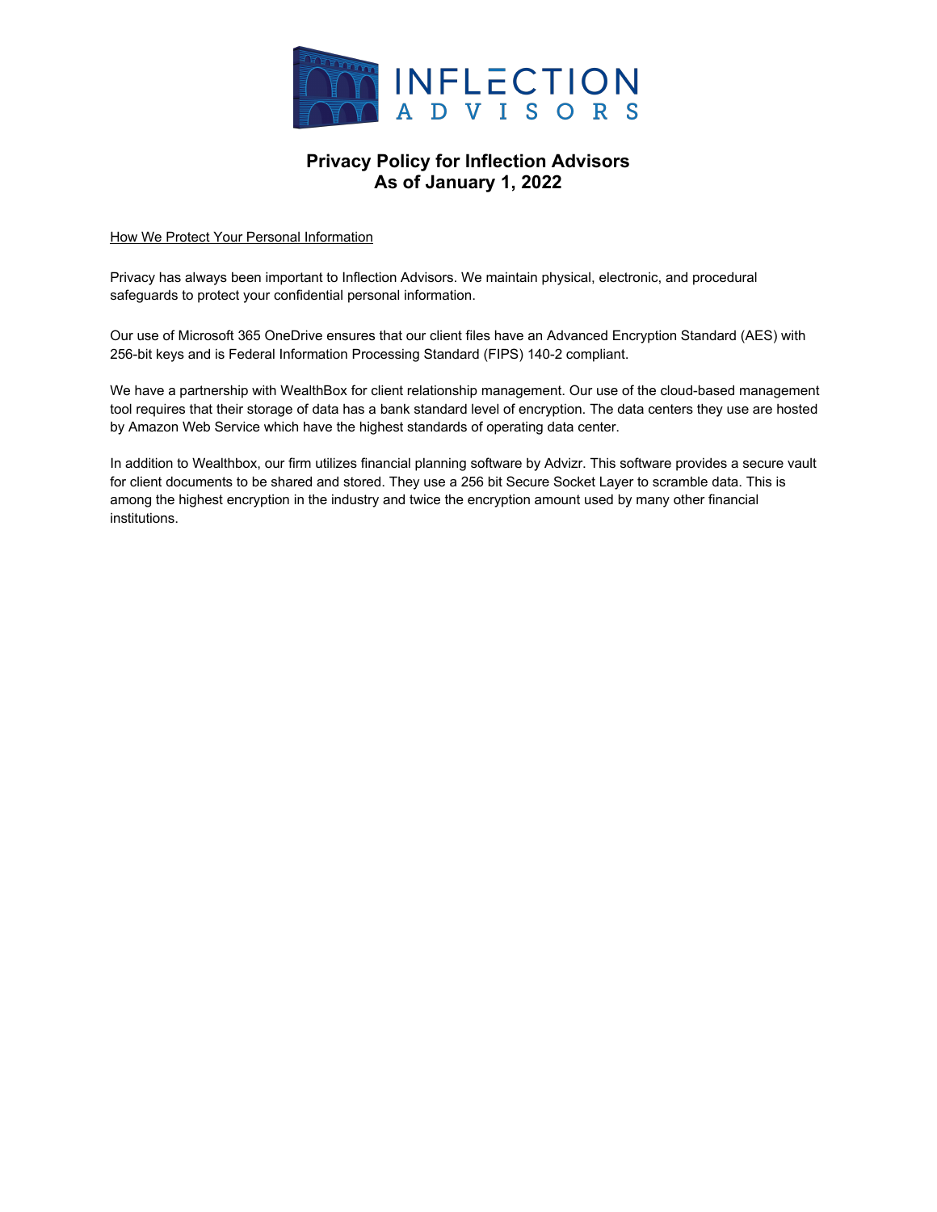INFLECTION
ADVISORS

# Privacy Policy for Inflection Advisors
# As of January 1, 2022

How We Protect Your Personal Information

Privacy has always been important to Inflection Advisors. We maintain physical, electronic, and procedural safeguards to protect your confidential personal information.

Our use of Microsoft 365 OneDrive ensures that our client files have an Advanced Encryption Standard (AES) with 256-bit keys and is Federal Information Processing Standard (FIPS) 140-2 compliant.

We have a partnership with WealthBox for client relationship management. Our use of the cloud-based management tool requires that their storage of data has a bank standard level of encryption. The data centers they use are hosted by Amazon Web Service which have the highest standards of operating data center.

In addition to Wealthbox, our firm utilizes financial planning software by Advizr. This software provides a secure vault for client documents to be shared and stored. They use a 256 bit Secure Socket Layer to scramble data. This is among the highest encryption in the industry and twice the encryption amount used by many other financial institutions.